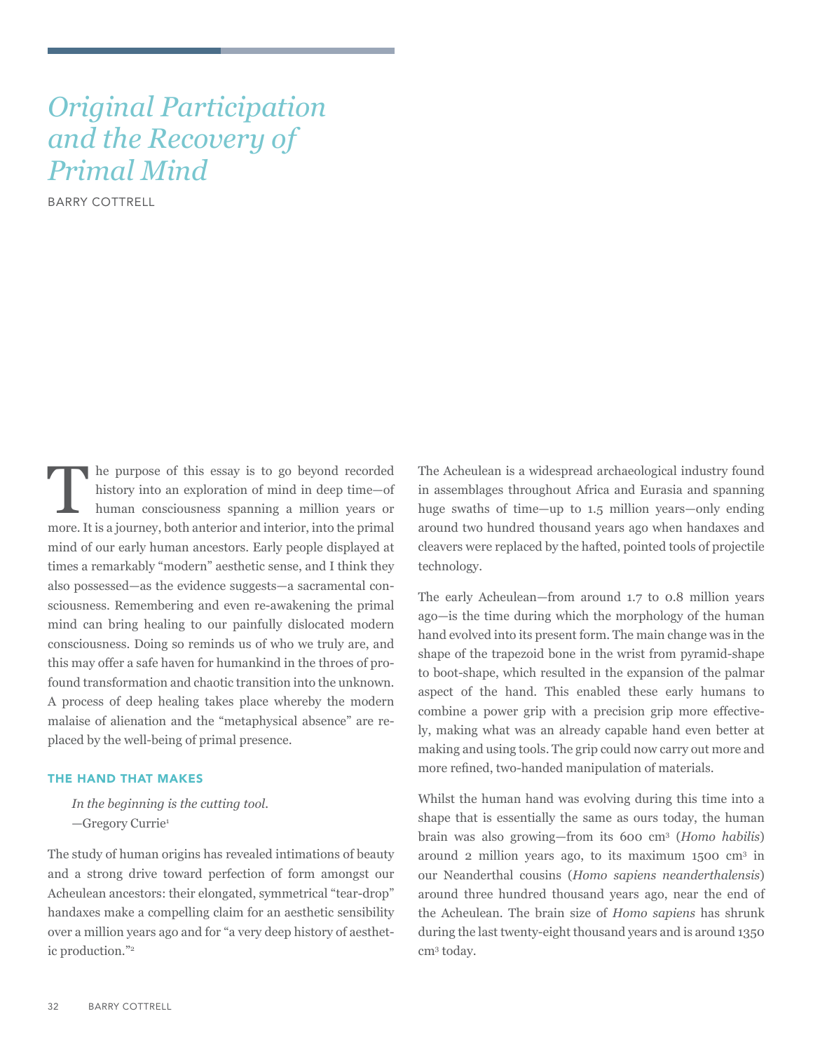# Original Participation and the Recovery of Primal Mind

BARRY COTTRELL

The purpose of this essay is to go beyond recorded history into an exploration of mind in deep time—of human consciousness spanning a million years or more. It is a journey, both anterior and interior, into the primal mind of our early human ancestors. Early people displayed at times a remarkably "modern" aesthetic sense, and I think they also possessed—as the evidence suggests—a sacramental consciousness. Remembering and even re-awakening the primal mind can bring healing to our painfully dislocated modern consciousness. Doing so reminds us of who we truly are, and this may offer a safe haven for humankind in the throes of profound transformation and chaotic transition into the unknown. A process of deep healing takes place whereby the modern malaise of alienation and the "metaphysical absence" are replaced by the well-being of primal presence.

## THE HAND THAT MAKES

> *In the beginning is the cutting tool.*
> —Gregory Currie[1]

The study of human origins has revealed intimations of beauty and a strong drive toward perfection of form amongst our Acheulean ancestors: their elongated, symmetrical "tear-drop" handaxes make a compelling claim for an aesthetic sensibility over a million years ago and for "a very deep history of aesthetic production."[2]

The Acheulean is a widespread archaeological industry found in assemblages throughout Africa and Eurasia and spanning huge swaths of time—up to 1.5 million years—only ending around two hundred thousand years ago when handaxes and cleavers were replaced by the hafted, pointed tools of projectile technology.

The early Acheulean—from around 1.7 to 0.8 million years ago—is the time during which the morphology of the human hand evolved into its present form. The main change was in the shape of the trapezoid bone in the wrist from pyramid-shape to boot-shape, which resulted in the expansion of the palmar aspect of the hand. This enabled these early humans to combine a power grip with a precision grip more effectively, making what was an already capable hand even better at making and using tools. The grip could now carry out more and more refined, two-handed manipulation of materials.

Whilst the human hand was evolving during this time into a shape that is essentially the same as ours today, the human brain was also growing—from its 600 $cm^3$ (*Homo habilis*) around 2 million years ago, to its maximum 1500 $cm^3$ in our Neanderthal cousins (*Homo sapiens neanderthalensis*) around three hundred thousand years ago, near the end of the Acheulean. The brain size of *Homo sapiens* has shrunk during the last twenty-eight thousand years and is around 1350 $cm^3$ today.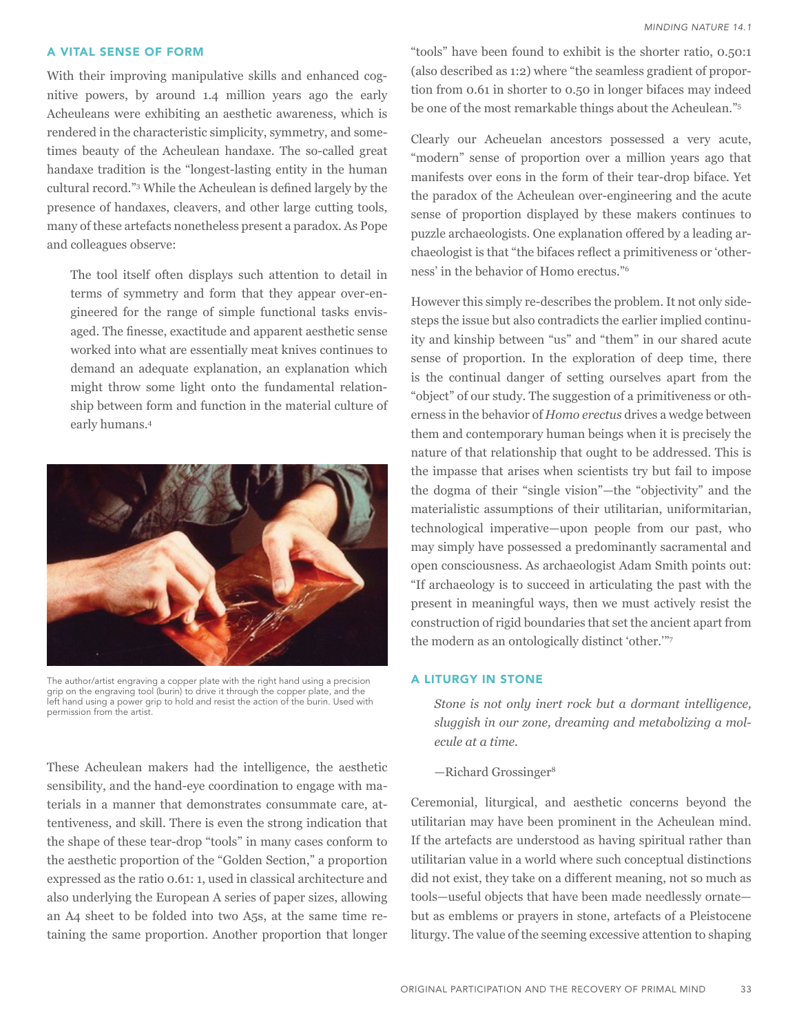## A VITAL SENSE OF FORM

With their improving manipulative skills and enhanced cognitive powers, by around 1.4 million years ago the early Acheuleans were exhibiting an aesthetic awareness, which is rendered in the characteristic simplicity, symmetry, and sometimes beauty of the Acheulean handaxe. The so-called great handaxe tradition is the "longest-lasting entity in the human cultural record."[3] While the Acheulean is defined largely by the presence of handaxes, cleavers, and other large cutting tools, many of these artefacts nonetheless present a paradox. As Pope and colleagues observe:

> The tool itself often displays such attention to detail in terms of symmetry and form that they appear over-engineered for the range of simple functional tasks envisaged. The finesse, exactitude and apparent aesthetic sense worked into what are essentially meat knives continues to demand an adequate explanation, an explanation which might throw some light onto the fundamental relationship between form and function in the material culture of early humans.[4]

The author/artist engraving a copper plate with the right hand using a precision grip on the engraving tool (burin) to drive it through the copper plate, and the left hand using a power grip to hold and resist the action of the burin. Used with permission from the artist.

These Acheulean makers had the intelligence, the aesthetic sensibility, and the hand-eye coordination to engage with materials in a manner that demonstrates consummate care, attentiveness, and skill. There is even the strong indication that the shape of these tear-drop "tools" in many cases conform to the aesthetic proportion of the "Golden Section," a proportion expressed as the ratio 0.61: 1, used in classical architecture and also underlying the European A series of paper sizes, allowing an A4 sheet to be folded into two A5s, at the same time retaining the same proportion. Another proportion that longer "tools" have been found to exhibit is the shorter ratio, 0.50:1 (also described as 1:2) where "the seamless gradient of proportion from 0.61 in shorter to 0.50 in longer bifaces may indeed be one of the most remarkable things about the Acheulean."[5]

Clearly our Acheuelan ancestors possessed a very acute, "modern" sense of proportion over a million years ago that manifests over eons in the form of their tear-drop biface. Yet the paradox of the Acheulean over-engineering and the acute sense of proportion displayed by these makers continues to puzzle archaeologists. One explanation offered by a leading archaeologist is that "the bifaces reflect a primitiveness or 'otherness' in the behavior of Homo erectus."[6]

However this simply re-describes the problem. It not only sidesteps the issue but also contradicts the earlier implied continuity and kinship between "us" and "them" in our shared acute sense of proportion. In the exploration of deep time, there is the continual danger of setting ourselves apart from the "object" of our study. The suggestion of a primitiveness or otherness in the behavior of *Homo erectus* drives a wedge between them and contemporary human beings when it is precisely the nature of that relationship that ought to be addressed. This is the impasse that arises when scientists try but fail to impose the dogma of their "single vision"—the "objectivity" and the materialistic assumptions of their utilitarian, uniformitarian, technological imperative—upon people from our past, who may simply have possessed a predominantly sacramental and open consciousness. As archaeologist Adam Smith points out: "If archaeology is to succeed in articulating the past with the present in meaningful ways, then we must actively resist the construction of rigid boundaries that set the ancient apart from the modern as an ontologically distinct 'other.'"[7]

## A LITURGY IN STONE

> *Stone is not only inert rock but a dormant intelligence, sluggish in our zone, dreaming and metabolizing a molecule at a time.*
>
> —Richard Grossinger[8]

Ceremonial, liturgical, and aesthetic concerns beyond the utilitarian may have been prominent in the Acheulean mind. If the artefacts are understood as having spiritual rather than utilitarian value in a world where such conceptual distinctions did not exist, they take on a different meaning, not so much as tools—useful objects that have been made needlessly ornate—but as emblems or prayers in stone, artefacts of a Pleistocene liturgy. The value of the seeming excessive attention to shaping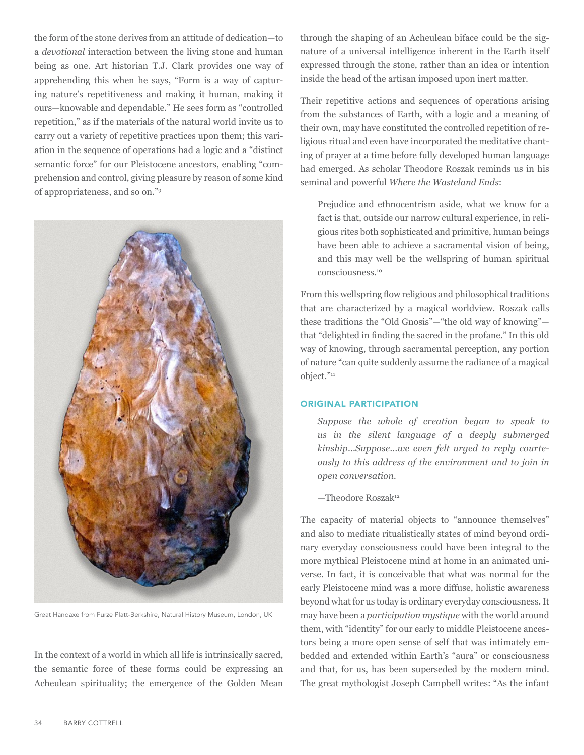the form of the stone derives from an attitude of dedication—to a *devotional* interaction between the living stone and human being as one. Art historian T.J. Clark provides one way of apprehending this when he says, "Form is a way of capturing nature's repetitiveness and making it human, making it ours—knowable and dependable." He sees form as "controlled repetition," as if the materials of the natural world invite us to carry out a variety of repetitive practices upon them; this variation in the sequence of operations had a logic and a "distinct semantic force" for our Pleistocene ancestors, enabling "comprehension and control, giving pleasure by reason of some kind of appropriateness, and so on."[9]

Great Handaxe from Furze Platt-Berkshire, Natural History Museum, London, UK

In the context of a world in which all life is intrinsically sacred, the semantic force of these forms could be expressing an Acheulean spirituality; the emergence of the Golden Mean through the shaping of an Acheulean biface could be the signature of a universal intelligence inherent in the Earth itself expressed through the stone, rather than an idea or intention inside the head of the artisan imposed upon inert matter.

Their repetitive actions and sequences of operations arising from the substances of Earth, with a logic and a meaning of their own, may have constituted the controlled repetition of religious ritual and even have incorporated the meditative chanting of prayer at a time before fully developed human language had emerged. As scholar Theodore Roszak reminds us in his seminal and powerful *Where the Wasteland Ends*:

> Prejudice and ethnocentrism aside, what we know for a fact is that, outside our narrow cultural experience, in religious rites both sophisticated and primitive, human beings have been able to achieve a sacramental vision of being, and this may well be the wellspring of human spiritual consciousness.[10]

From this wellspring flow religious and philosophical traditions that are characterized by a magical worldview. Roszak calls these traditions the "Old Gnosis"—"the old way of knowing"—that "delighted in finding the sacred in the profane." In this old way of knowing, through sacramental perception, any portion of nature "can quite suddenly assume the radiance of a magical object."[11]

## ORIGINAL PARTICIPATION

> *Suppose the whole of creation began to speak to us in the silent language of a deeply submerged kinship...Suppose...we even felt urged to reply courteously to this address of the environment and to join in open conversation.*
>
> —Theodore Roszak[12]

The capacity of material objects to "announce themselves" and also to mediate ritualistically states of mind beyond ordinary everyday consciousness could have been integral to the more mythical Pleistocene mind at home in an animated universe. In fact, it is conceivable that what was normal for the early Pleistocene mind was a more diffuse, holistic awareness beyond what for us today is ordinary everyday consciousness. It may have been a *participation mystique* with the world around them, with "identity" for our early to middle Pleistocene ancestors being a more open sense of self that was intimately embedded and extended within Earth's "aura" or consciousness and that, for us, has been superseded by the modern mind. The great mythologist Joseph Campbell writes: "As the infant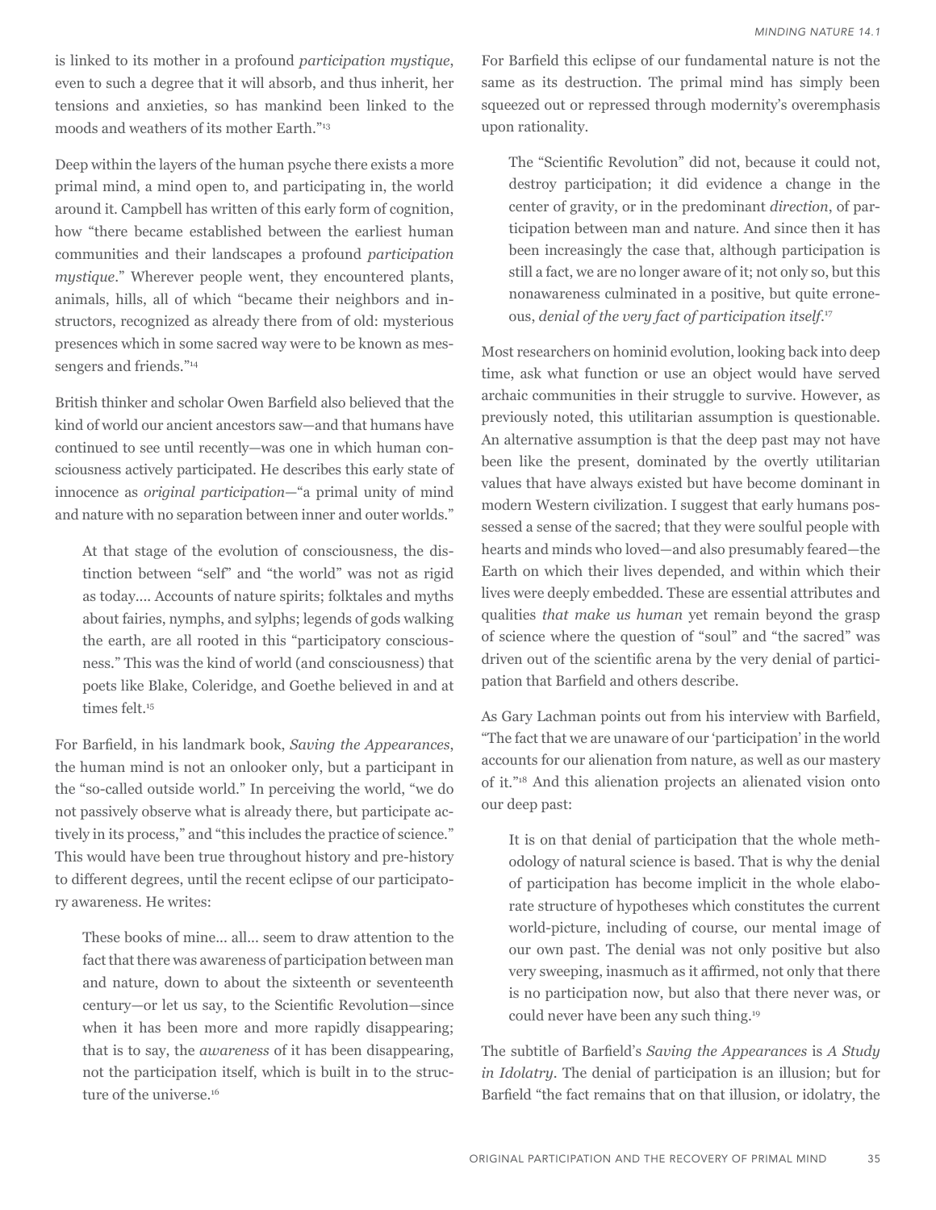is linked to its mother in a profound *participation mystique*, even to such a degree that it will absorb, and thus inherit, her tensions and anxieties, so has mankind been linked to the moods and weathers of its mother Earth."[13]

Deep within the layers of the human psyche there exists a more primal mind, a mind open to, and participating in, the world around it. Campbell has written of this early form of cognition, how "there became established between the earliest human communities and their landscapes a profound *participation mystique*." Wherever people went, they encountered plants, animals, hills, all of which "became their neighbors and instructors, recognized as already there from of old: mysterious presences which in some sacred way were to be known as messengers and friends."[14]

British thinker and scholar Owen Barfield also believed that the kind of world our ancient ancestors saw—and that humans have continued to see until recently—was one in which human consciousness actively participated. He describes this early state of innocence as *original participation*—"a primal unity of mind and nature with no separation between inner and outer worlds."

> At that stage of the evolution of consciousness, the distinction between "self" and "the world" was not as rigid as today.... Accounts of nature spirits; folktales and myths about fairies, nymphs, and sylphs; legends of gods walking the earth, are all rooted in this "participatory consciousness." This was the kind of world (and consciousness) that poets like Blake, Coleridge, and Goethe believed in and at times felt.[15]

For Barfield, in his landmark book, *Saving the Appearances*, the human mind is not an onlooker only, but a participant in the "so-called outside world." In perceiving the world, "we do not passively observe what is already there, but participate actively in its process," and "this includes the practice of science." This would have been true throughout history and pre-history to different degrees, until the recent eclipse of our participatory awareness. He writes:

> These books of mine... all... seem to draw attention to the fact that there was awareness of participation between man and nature, down to about the sixteenth or seventeenth century—or let us say, to the Scientific Revolution—since when it has been more and more rapidly disappearing; that is to say, the *awareness* of it has been disappearing, not the participation itself, which is built in to the structure of the universe.[16]

For Barfield this eclipse of our fundamental nature is not the same as its destruction. The primal mind has simply been squeezed out or repressed through modernity's overemphasis upon rationality.

> The "Scientific Revolution" did not, because it could not, destroy participation; it did evidence a change in the center of gravity, or in the predominant *direction*, of participation between man and nature. And since then it has been increasingly the case that, although participation is still a fact, we are no longer aware of it; not only so, but this nonawareness culminated in a positive, but quite erroneous, *denial of the very fact of participation itself*.[17]

Most researchers on hominid evolution, looking back into deep time, ask what function or use an object would have served archaic communities in their struggle to survive. However, as previously noted, this utilitarian assumption is questionable. An alternative assumption is that the deep past may not have been like the present, dominated by the overtly utilitarian values that have always existed but have become dominant in modern Western civilization. I suggest that early humans possessed a sense of the sacred; that they were soulful people with hearts and minds who loved—and also presumably feared—the Earth on which their lives depended, and within which their lives were deeply embedded. These are essential attributes and qualities *that make us human* yet remain beyond the grasp of science where the question of "soul" and "the sacred" was driven out of the scientific arena by the very denial of participation that Barfield and others describe.

As Gary Lachman points out from his interview with Barfield, "The fact that we are unaware of our 'participation' in the world accounts for our alienation from nature, as well as our mastery of it."[18] And this alienation projects an alienated vision onto our deep past:

> It is on that denial of participation that the whole methodology of natural science is based. That is why the denial of participation has become implicit in the whole elaborate structure of hypotheses which constitutes the current world-picture, including of course, our mental image of our own past. The denial was not only positive but also very sweeping, inasmuch as it affirmed, not only that there is no participation now, but also that there never was, or could never have been any such thing.[19]

The subtitle of Barfield's *Saving the Appearances* is *A Study in Idolatry*. The denial of participation is an illusion; but for Barfield "the fact remains that on that illusion, or idolatry, the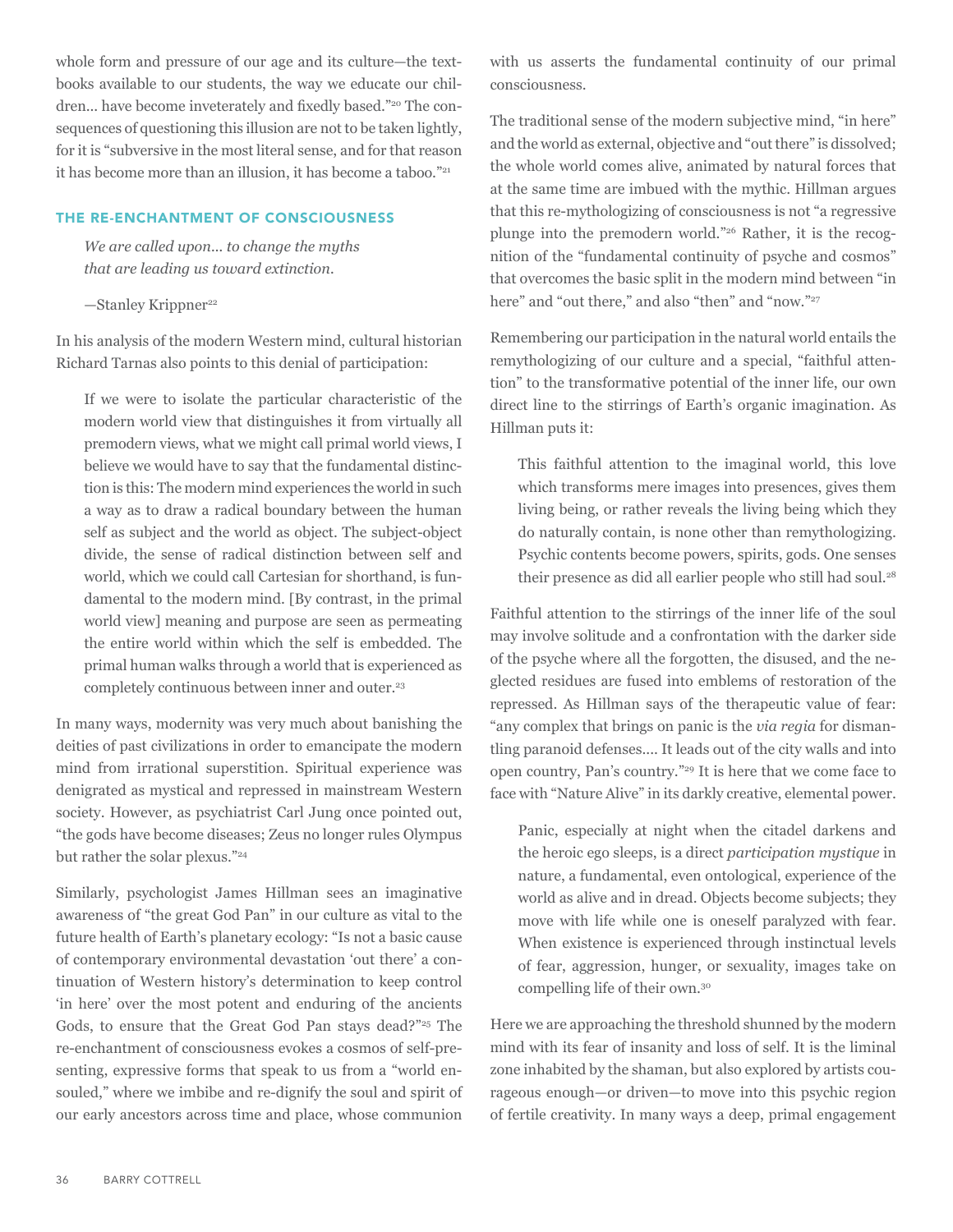whole form and pressure of our age and its culture—the textbooks available to our students, the way we educate our children... have become inveterately and fixedly based."[20] The consequences of questioning this illusion are not to be taken lightly, for it is "subversive in the most literal sense, and for that reason it has become more than an illusion, it has become a taboo."[21]

## THE RE-ENCHANTMENT OF CONSCIOUSNESS

> *We are called upon... to change the myths that are leading us toward extinction.*
>
> —Stanley Krippner[22]

In his analysis of the modern Western mind, cultural historian Richard Tarnas also points to this denial of participation:

> If we were to isolate the particular characteristic of the modern world view that distinguishes it from virtually all premodern views, what we might call primal world views, I believe we would have to say that the fundamental distinction is this: The modern mind experiences the world in such a way as to draw a radical boundary between the human self as subject and the world as object. The subject-object divide, the sense of radical distinction between self and world, which we could call Cartesian for shorthand, is fundamental to the modern mind. [By contrast, in the primal world view] meaning and purpose are seen as permeating the entire world within which the self is embedded. The primal human walks through a world that is experienced as completely continuous between inner and outer.[23]

In many ways, modernity was very much about banishing the deities of past civilizations in order to emancipate the modern mind from irrational superstition. Spiritual experience was denigrated as mystical and repressed in mainstream Western society. However, as psychiatrist Carl Jung once pointed out, "the gods have become diseases; Zeus no longer rules Olympus but rather the solar plexus."[24]

Similarly, psychologist James Hillman sees an imaginative awareness of "the great God Pan" in our culture as vital to the future health of Earth's planetary ecology: "Is not a basic cause of contemporary environmental devastation 'out there' a continuation of Western history's determination to keep control 'in here' over the most potent and enduring of the ancients Gods, to ensure that the Great God Pan stays dead?"[25] The re-enchantment of consciousness evokes a cosmos of self-presenting, expressive forms that speak to us from a "world ensouled," where we imbibe and re-dignify the soul and spirit of our early ancestors across time and place, whose communion with us asserts the fundamental continuity of our primal consciousness.

The traditional sense of the modern subjective mind, "in here" and the world as external, objective and "out there" is dissolved; the whole world comes alive, animated by natural forces that at the same time are imbued with the mythic. Hillman argues that this re-mythologizing of consciousness is not "a regressive plunge into the premodern world."[26] Rather, it is the recognition of the "fundamental continuity of psyche and cosmos" that overcomes the basic split in the modern mind between "in here" and "out there," and also "then" and "now."[27]

Remembering our participation in the natural world entails the remythologizing of our culture and a special, "faithful attention" to the transformative potential of the inner life, our own direct line to the stirrings of Earth's organic imagination. As Hillman puts it:

> This faithful attention to the imaginal world, this love which transforms mere images into presences, gives them living being, or rather reveals the living being which they do naturally contain, is none other than remythologizing. Psychic contents become powers, spirits, gods. One senses their presence as did all earlier people who still had soul.[28]

Faithful attention to the stirrings of the inner life of the soul may involve solitude and a confrontation with the darker side of the psyche where all the forgotten, the disused, and the neglected residues are fused into emblems of restoration of the repressed. As Hillman says of the therapeutic value of fear: "any complex that brings on panic is the *via regia* for dismantling paranoid defenses.... It leads out of the city walls and into open country, Pan's country."[29] It is here that we come face to face with "Nature Alive" in its darkly creative, elemental power.

> Panic, especially at night when the citadel darkens and the heroic ego sleeps, is a direct *participation mystique* in nature, a fundamental, even ontological, experience of the world as alive and in dread. Objects become subjects; they move with life while one is oneself paralyzed with fear. When existence is experienced through instinctual levels of fear, aggression, hunger, or sexuality, images take on compelling life of their own.[30]

Here we are approaching the threshold shunned by the modern mind with its fear of insanity and loss of self. It is the liminal zone inhabited by the shaman, but also explored by artists courageous enough—or driven—to move into this psychic region of fertile creativity. In many ways a deep, primal engagement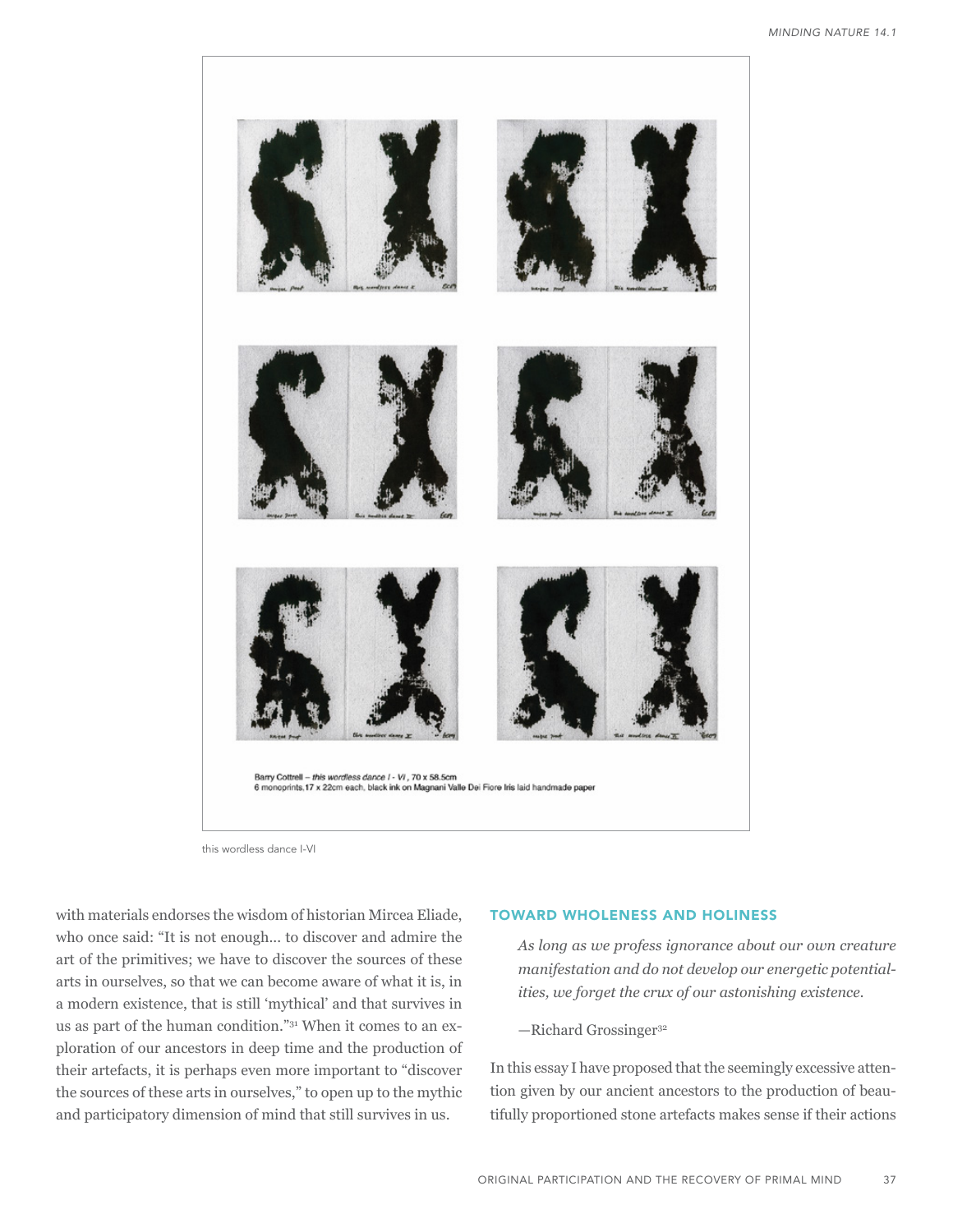Barry Cottrell – *this wordless dance I - VI*, 70 x 58.5cm
6 monoprints,17 x 22cm each, black ink on Magnani Valle Dei Fiore Iris laid handmade paper

this wordless dance I-VI

with materials endorses the wisdom of historian Mircea Eliade, who once said: "It is not enough... to discover and admire the art of the primitives; we have to discover the sources of these arts in ourselves, so that we can become aware of what it is, in a modern existence, that is still 'mythical' and that survives in us as part of the human condition."[31] When it comes to an exploration of our ancestors in deep time and the production of their artefacts, it is perhaps even more important to "discover the sources of these arts in ourselves," to open up to the mythic and participatory dimension of mind that still survives in us.

## TOWARD WHOLENESS AND HOLINESS

> *As long as we profess ignorance about our own creature manifestation and do not develop our energetic potentialities, we forget the crux of our astonishing existence.*
>
> —Richard Grossinger[32]

In this essay I have proposed that the seemingly excessive attention given by our ancient ancestors to the production of beautifully proportioned stone artefacts makes sense if their actions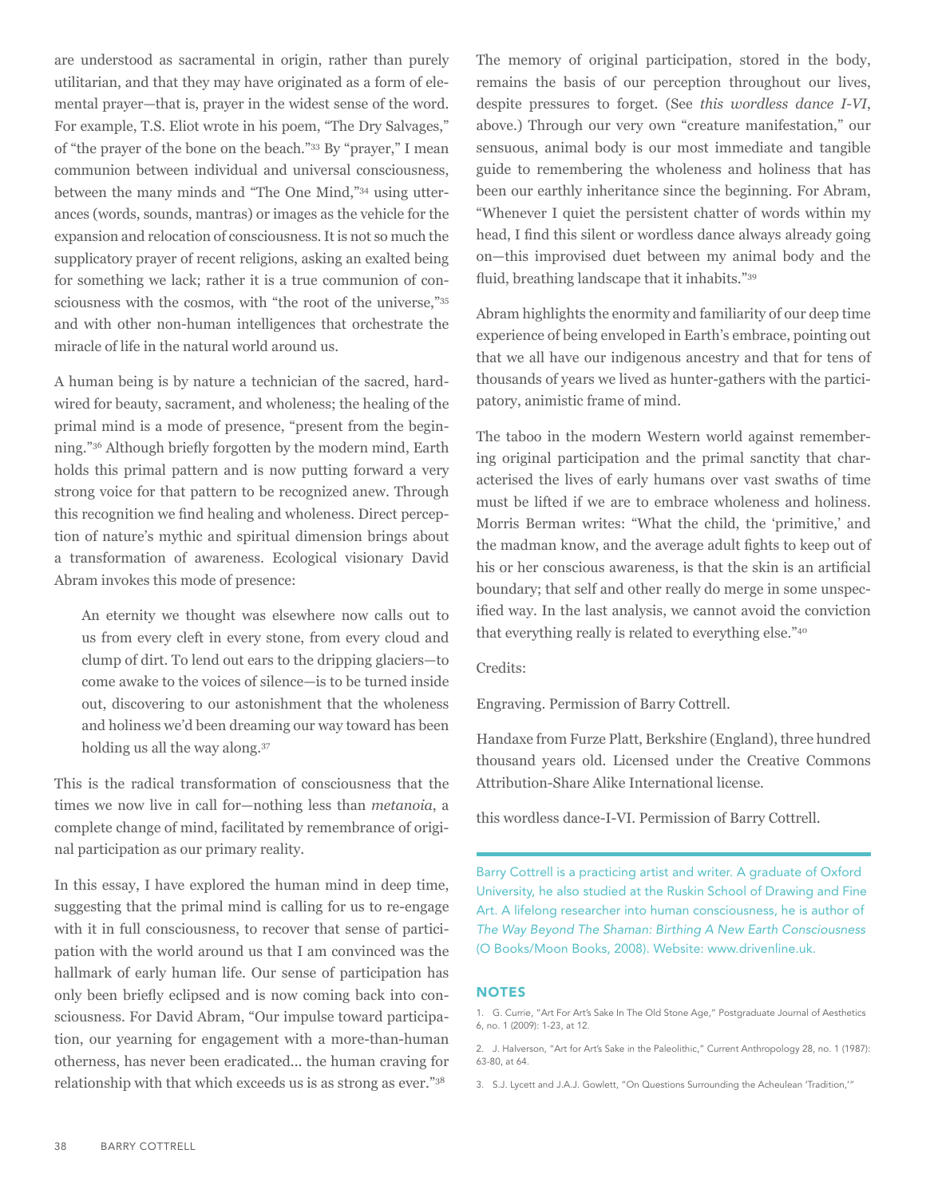are understood as sacramental in origin, rather than purely utilitarian, and that they may have originated as a form of elemental prayer—that is, prayer in the widest sense of the word. For example, T.S. Eliot wrote in his poem, "The Dry Salvages," of "the prayer of the bone on the beach."[33] By "prayer," I mean communion between individual and universal consciousness, between the many minds and "The One Mind,"[34] using utterances (words, sounds, mantras) or images as the vehicle for the expansion and relocation of consciousness. It is not so much the supplicatory prayer of recent religions, asking an exalted being for something we lack; rather it is a true communion of consciousness with the cosmos, with "the root of the universe,"[35] and with other non-human intelligences that orchestrate the miracle of life in the natural world around us.

A human being is by nature a technician of the sacred, hardwired for beauty, sacrament, and wholeness; the healing of the primal mind is a mode of presence, "present from the beginning."[36] Although briefly forgotten by the modern mind, Earth holds this primal pattern and is now putting forward a very strong voice for that pattern to be recognized anew. Through this recognition we find healing and wholeness. Direct perception of nature's mythic and spiritual dimension brings about a transformation of awareness. Ecological visionary David Abram invokes this mode of presence:

> An eternity we thought was elsewhere now calls out to us from every cleft in every stone, from every cloud and clump of dirt. To lend out ears to the dripping glaciers—to come awake to the voices of silence—is to be turned inside out, discovering to our astonishment that the wholeness and holiness we'd been dreaming our way toward has been holding us all the way along.[37]

This is the radical transformation of consciousness that the times we now live in call for—nothing less than *metanoia*, a complete change of mind, facilitated by remembrance of original participation as our primary reality.

In this essay, I have explored the human mind in deep time, suggesting that the primal mind is calling for us to re-engage with it in full consciousness, to recover that sense of participation with the world around us that I am convinced was the hallmark of early human life. Our sense of participation has only been briefly eclipsed and is now coming back into consciousness. For David Abram, "Our impulse toward participation, our yearning for engagement with a more-than-human otherness, has never been eradicated... the human craving for relationship with that which exceeds us is as strong as ever."[38]

The memory of original participation, stored in the body, remains the basis of our perception throughout our lives, despite pressures to forget. (See *this wordless dance I-VI*, above.) Through our very own "creature manifestation," our sensuous, animal body is our most immediate and tangible guide to remembering the wholeness and holiness that has been our earthly inheritance since the beginning. For Abram, "Whenever I quiet the persistent chatter of words within my head, I find this silent or wordless dance always already going on—this improvised duet between my animal body and the fluid, breathing landscape that it inhabits."[39]

Abram highlights the enormity and familiarity of our deep time experience of being enveloped in Earth's embrace, pointing out that we all have our indigenous ancestry and that for tens of thousands of years we lived as hunter-gathers with the participatory, animistic frame of mind.

The taboo in the modern Western world against remembering original participation and the primal sanctity that characterised the lives of early humans over vast swaths of time must be lifted if we are to embrace wholeness and holiness. Morris Berman writes: "What the child, the 'primitive,' and the madman know, and the average adult fights to keep out of his or her conscious awareness, is that the skin is an artificial boundary; that self and other really do merge in some unspecified way. In the last analysis, we cannot avoid the conviction that everything really is related to everything else."[40]

Credits:

Engraving. Permission of Barry Cottrell.

Handaxe from Furze Platt, Berkshire (England), three hundred thousand years old. Licensed under the Creative Commons Attribution-Share Alike International license.

this wordless dance-I-VI. Permission of Barry Cottrell.

---

Barry Cottrell is a practicing artist and writer. A graduate of Oxford University, he also studied at the Ruskin School of Drawing and Fine Art. A lifelong researcher into human consciousness, he is author of *The Way Beyond The Shaman: Birthing A New Earth Consciousness* (O Books/Moon Books, 2008). Website: www.drivenline.uk.

## NOTES

1. G. Currie, "Art For Art's Sake In The Old Stone Age," Postgraduate Journal of Aesthetics 6, no. 1 (2009): 1-23, at 12.

2. J. Halverson, "Art for Art's Sake in the Paleolithic," Current Anthropology 28, no. 1 (1987): 63-80, at 64.

3. S.J. Lycett and J.A.J. Gowlett, "On Questions Surrounding the Acheulean 'Tradition,'"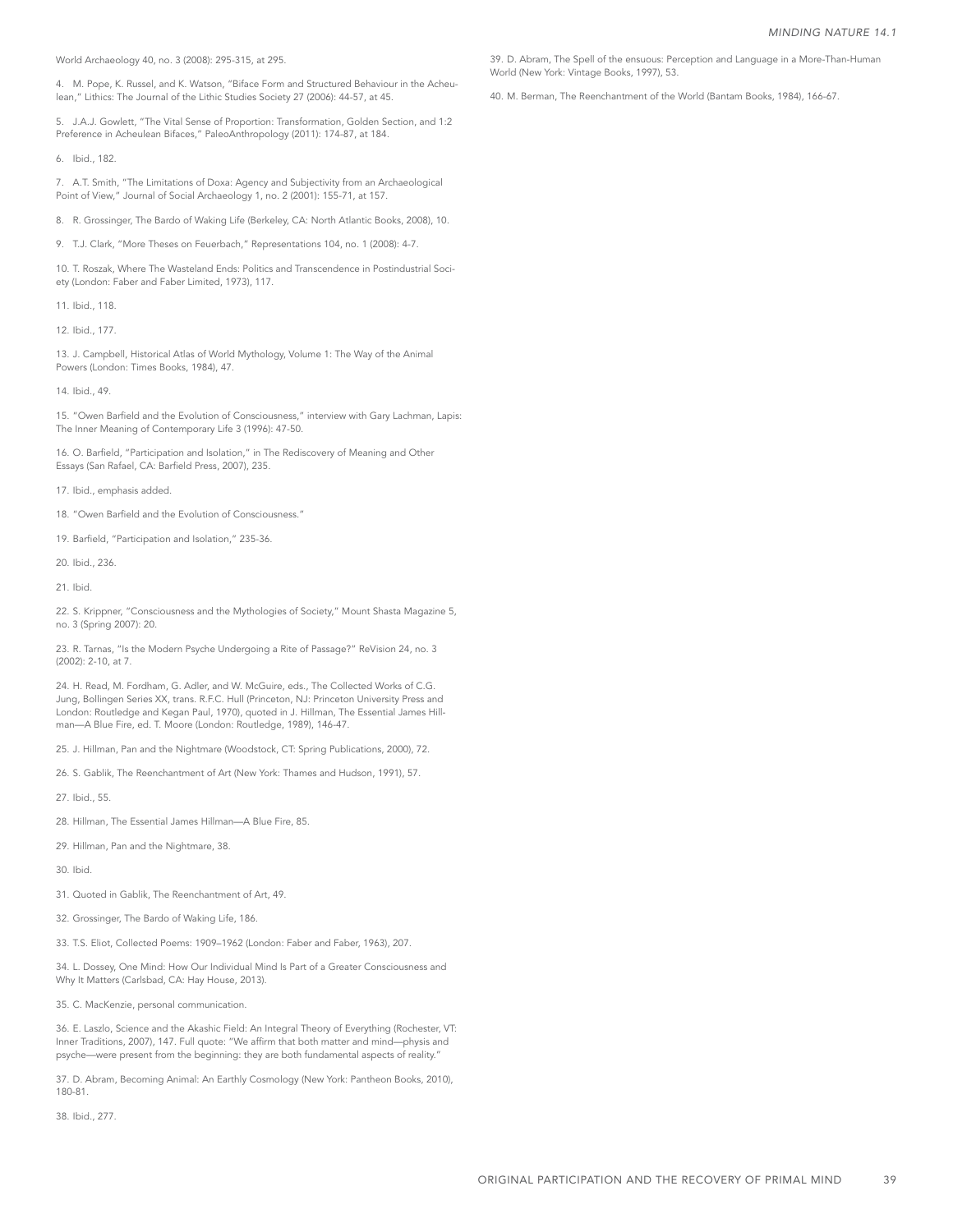World Archaeology 40, no. 3 (2008): 295-315, at 295.

4. M. Pope, K. Russel, and K. Watson, "Biface Form and Structured Behaviour in the Acheulean," Lithics: The Journal of the Lithic Studies Society 27 (2006): 44-57, at 45.

5. J.A.J. Gowlett, "The Vital Sense of Proportion: Transformation, Golden Section, and 1:2 Preference in Acheulean Bifaces," PaleoAnthropology (2011): 174-87, at 184.

6. Ibid., 182.

7. A.T. Smith, "The Limitations of Doxa: Agency and Subjectivity from an Archaeological Point of View," Journal of Social Archaeology 1, no. 2 (2001): 155-71, at 157.

8. R. Grossinger, The Bardo of Waking Life (Berkeley, CA: North Atlantic Books, 2008), 10.

9. T.J. Clark, "More Theses on Feuerbach," Representations 104, no. 1 (2008): 4-7.

10. T. Roszak, Where The Wasteland Ends: Politics and Transcendence in Postindustrial Society (London: Faber and Faber Limited, 1973), 117.

11. Ibid., 118.

12. Ibid., 177.

13. J. Campbell, Historical Atlas of World Mythology, Volume 1: The Way of the Animal Powers (London: Times Books, 1984), 47.

14. Ibid., 49.

15. "Owen Barfield and the Evolution of Consciousness," interview with Gary Lachman, Lapis: The Inner Meaning of Contemporary Life 3 (1996): 47-50.

16. O. Barfield, "Participation and Isolation," in The Rediscovery of Meaning and Other Essays (San Rafael, CA: Barfield Press, 2007), 235.

17. Ibid., emphasis added.

18. "Owen Barfield and the Evolution of Consciousness."

19. Barfield, "Participation and Isolation," 235-36.

20. Ibid., 236.

21. Ibid.

22. S. Krippner, "Consciousness and the Mythologies of Society," Mount Shasta Magazine 5, no. 3 (Spring 2007): 20.

23. R. Tarnas, "Is the Modern Psyche Undergoing a Rite of Passage?" ReVision 24, no. 3 (2002): 2-10, at 7.

24. H. Read, M. Fordham, G. Adler, and W. McGuire, eds., The Collected Works of C.G. Jung, Bollingen Series XX, trans. R.F.C. Hull (Princeton, NJ: Princeton University Press and London: Routledge and Kegan Paul, 1970), quoted in J. Hillman, The Essential James Hillman—A Blue Fire, ed. T. Moore (London: Routledge, 1989), 146-47.

25. J. Hillman, Pan and the Nightmare (Woodstock, CT: Spring Publications, 2000), 72.

26. S. Gablik, The Reenchantment of Art (New York: Thames and Hudson, 1991), 57.

27. Ibid., 55.

28. Hillman, The Essential James Hillman—A Blue Fire, 85.

29. Hillman, Pan and the Nightmare, 38.

30. Ibid.

31. Quoted in Gablik, The Reenchantment of Art, 49.

32. Grossinger, The Bardo of Waking Life, 186.

33. T.S. Eliot, Collected Poems: 1909–1962 (London: Faber and Faber, 1963), 207.

34. L. Dossey, One Mind: How Our Individual Mind Is Part of a Greater Consciousness and Why It Matters (Carlsbad, CA: Hay House, 2013).

35. C. MacKenzie, personal communication.

36. E. Laszlo, Science and the Akashic Field: An Integral Theory of Everything (Rochester, VT: Inner Traditions, 2007), 147. Full quote: "We affirm that both matter and mind—physis and psyche—were present from the beginning: they are both fundamental aspects of reality."

37. D. Abram, Becoming Animal: An Earthly Cosmology (New York: Pantheon Books, 2010), 180-81.

38. Ibid., 277.

39. D. Abram, The Spell of the ensuous: Perception and Language in a More-Than-Human World (New York: Vintage Books, 1997), 53.

40. M. Berman, The Reenchantment of the World (Bantam Books, 1984), 166-67.